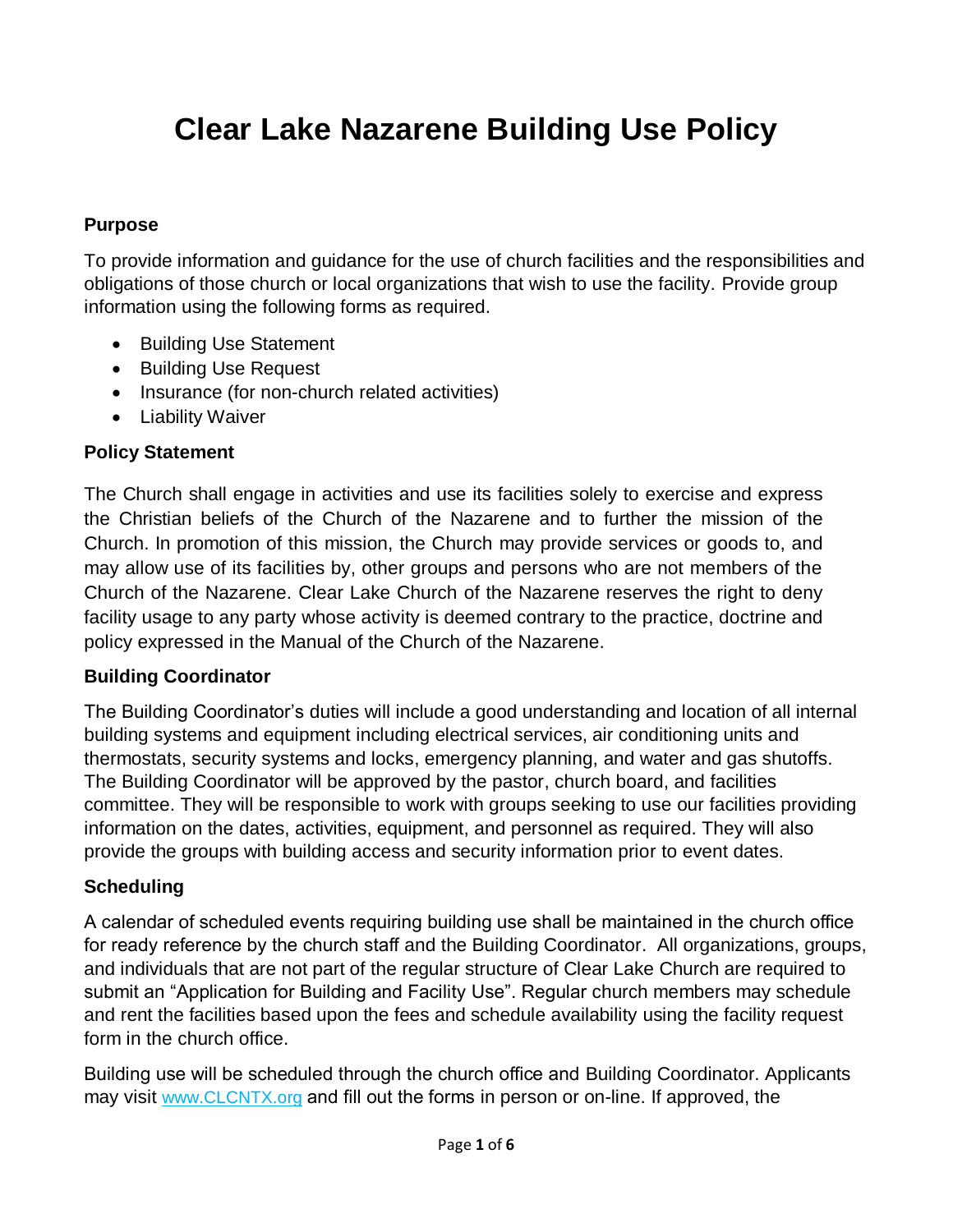# Clear Lake Nazarene Building Use Policy

### Purpose

To provide information and guidance for the use of church facilities and the responsibilities and obligations of those church or local organizations that wish to use the facility. Provide group information using the following forms as required.

- Building Use Statement
- Building Use Request
- Insurance (for non-church related activities)
- Liability Waiver

### Policy Statement

The Church shall engage in activities and use its facilities solely to exercise and express the Christian beliefs of the Church of the Nazarene and to further the mission of the Church. In promotion of this mission, the Church may provide services or goods to, and may allow use of its facilities by, other groups and persons who are not members of the Church of the Nazarene. Clear Lake Church of the Nazarene reserves the right to deny facility usage to any party whose activity is deemed contrary to the practice, doctrine and policy expressed in the Manual of the Church of the Nazarene.

### Building Coordinator

The Building Coordinator's duties will include a good understanding and location of all internal building systems and equipment including electrical services, air conditioning units and thermostats, security systems and locks, emergency planning, and water and gas shutoffs. The Building Coordinator will be approved by the pastor, church board, and facilities committee. They will be responsible to work with groups seeking to use our facilities providing information on the dates, activities, equipment, and personnel as required. They will also provide the groups with building access and security information prior to event dates.

### Scheduling

A calendar of scheduled events requiring building use shall be maintained in the church office for ready reference by the church staff and the Building Coordinator. All organizations, groups, and individuals that are not part of the regular structure of Clear Lake Church are required to submit an "Application for Building and Facility Use". Regular church members may schedule and rent the facilities based upon the fees and schedule availability using the facility request form in the church office.

Building use will be scheduled through the church office and Building Coordinator. Applicants may visit www.CLCNTX.org and fill out the forms in person or on-line. If approved, the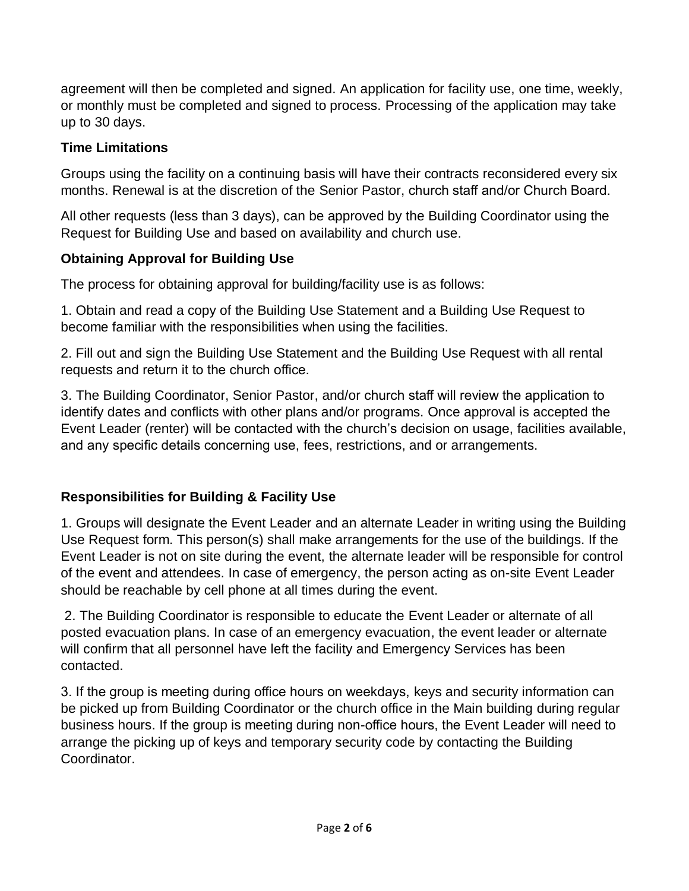agreement will then be completed and signed. An application for facility use, one time, weekly, or monthly must be completed and signed to process. Processing of the application may take up to 30 days.

**Time Limitations**

Groups using the facility on a continuing basis will have their contracts reconsidered every six months. Renewal is at the discretion of the Senior Pastor, church staff and/or Church Board.

All other requests (less than 3 days), can be approved by the Building Coordinator using the Request for Building Use and based on availability and church use.

**Obtaining Approval for Building Use**

The process for obtaining approval for building/facility use is as follows:

1. Obtain and read a copy of the Building Use Statement and a Building Use Request to become familiar with the responsibilities when using the facilities.

2. Fill out and sign the Building Use Statement and the Building Use Request with all rental requests and return it to the church office.

3. The Building Coordinator, Senior Pastor, and/or church staff will review the application to identify dates and conflicts with other plans and/or programs. Once approval is accepted the Event Leader (renter) will be contacted with the church's decision on usage, facilities available, and any specific details concerning use, fees, restrictions, and or arrangements.

**Responsibilities for Building & Facility Use**

1. Groups will designate the Event Leader and an alternate Leader in writing using the Building Use Request form. This person(s) shall make arrangements for the use of the buildings. If the Event Leader is not on site during the event, the alternate leader will be responsible for control of the event and attendees. In case of emergency, the person acting as on-site Event Leader should be reachable by cell phone at all times during the event.

2. The Building Coordinator is responsible to educate the Event Leader or alternate of all posted evacuation plans. In case of an emergency evacuation, the event leader or alternate will confirm that all personnel have left the facility and Emergency Services has been contacted.

3. If the group is meeting during office hours on weekdays, keys and security information can be picked up from Building Coordinator or the church office in the Main building during regular business hours. If the group is meeting during non-office hours, the Event Leader will need to arrange the picking up of keys and temporary security code by contacting the Building Coordinator.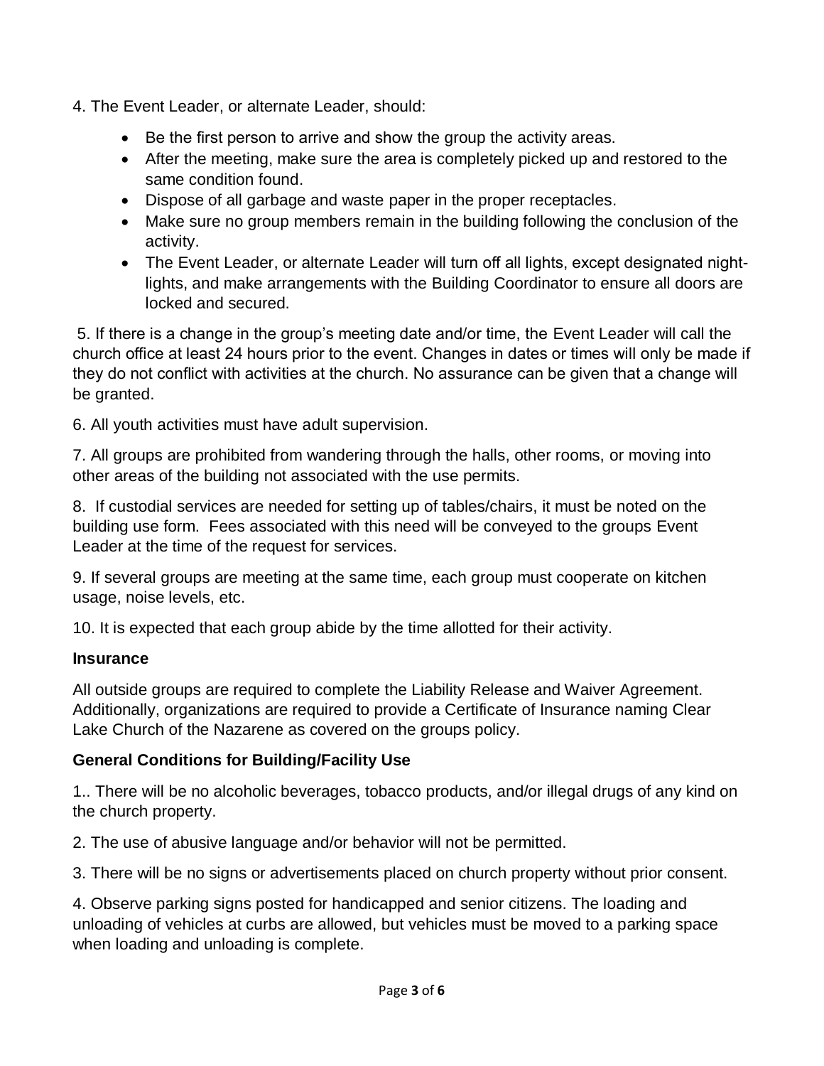4. The Event Leader, or alternate Leader, should:

- Be the first person to arrive and show the group the activity areas.
- After the meeting, make sure the area is completely picked up and restored to the same condition found.
- Dispose of all garbage and waste paper in the proper receptacles.
- Make sure no group members remain in the building following the conclusion of the activity.
- The Event Leader, or alternate Leader will turn off all lights, except designated night-lights, and make arrangements with the Building Coordinator to ensure all doors are locked and secured.

5. If there is a change in the group's meeting date and/or time, the Event Leader will call the church office at least 24 hours prior to the event. Changes in dates or times will only be made if they do not conflict with activities at the church. No assurance can be given that a change will be granted.

6. All youth activities must have adult supervision.

7. All groups are prohibited from wandering through the halls, other rooms, or moving into other areas of the building not associated with the use permits.

8. If custodial services are needed for setting up of tables/chairs, it must be noted on the building use form. Fees associated with this need will be conveyed to the groups Event Leader at the time of the request for services.

9. If several groups are meeting at the same time, each group must cooperate on kitchen usage, noise levels, etc.

10. It is expected that each group abide by the time allotted for their activity.

**Insurance**

All outside groups are required to complete the Liability Release and Waiver Agreement. Additionally, organizations are required to provide a Certificate of Insurance naming Clear Lake Church of the Nazarene as covered on the groups policy.

**General Conditions for Building/Facility Use**

1.. There will be no alcoholic beverages, tobacco products, and/or illegal drugs of any kind on the church property.

2. The use of abusive language and/or behavior will not be permitted.

3. There will be no signs or advertisements placed on church property without prior consent.

4. Observe parking signs posted for handicapped and senior citizens. The loading and unloading of vehicles at curbs are allowed, but vehicles must be moved to a parking space when loading and unloading is complete.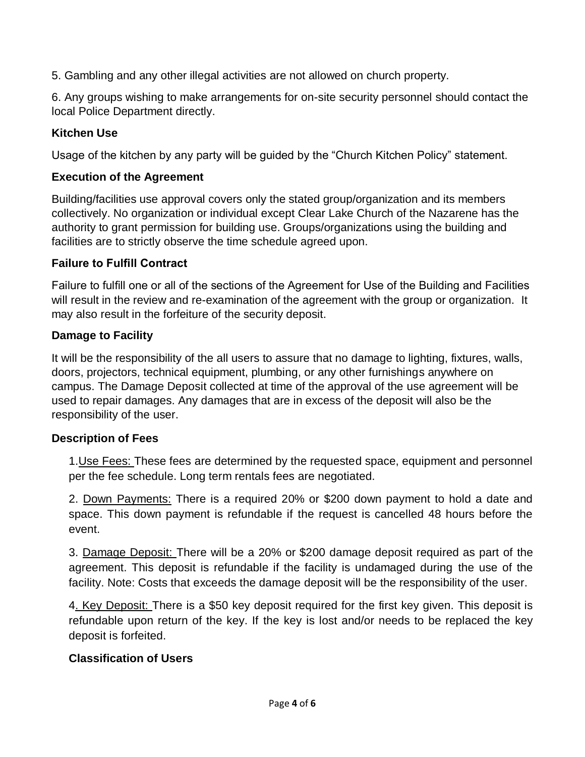5. Gambling and any other illegal activities are not allowed on church property.

6. Any groups wishing to make arrangements for on-site security personnel should contact the local Police Department directly.

**Kitchen Use**

Usage of the kitchen by any party will be guided by the "Church Kitchen Policy" statement.

**Execution of the Agreement**

Building/facilities use approval covers only the stated group/organization and its members collectively. No organization or individual except Clear Lake Church of the Nazarene has the authority to grant permission for building use. Groups/organizations using the building and facilities are to strictly observe the time schedule agreed upon.

**Failure to Fulfill Contract**

Failure to fulfill one or all of the sections of the Agreement for Use of the Building and Facilities will result in the review and re-examination of the agreement with the group or organization. It may also result in the forfeiture of the security deposit.

**Damage to Facility**

It will be the responsibility of the all users to assure that no damage to lighting, fixtures, walls, doors, projectors, technical equipment, plumbing, or any other furnishings anywhere on campus. The Damage Deposit collected at time of the approval of the use agreement will be used to repair damages. Any damages that are in excess of the deposit will also be the responsibility of the user.

**Description of Fees**

1. Use Fees: These fees are determined by the requested space, equipment and personnel per the fee schedule. Long term rentals fees are negotiated.

2. Down Payments: There is a required 20% or $200 down payment to hold a date and space. This down payment is refundable if the request is cancelled 48 hours before the event.

3. Damage Deposit: There will be a 20% or $200 damage deposit required as part of the agreement. This deposit is refundable if the facility is undamaged during the use of the facility. Note: Costs that exceeds the damage deposit will be the responsibility of the user.

4. Key Deposit: There is a $50 key deposit required for the first key given. This deposit is refundable upon return of the key. If the key is lost and/or needs to be replaced the key deposit is forfeited.

**Classification of Users**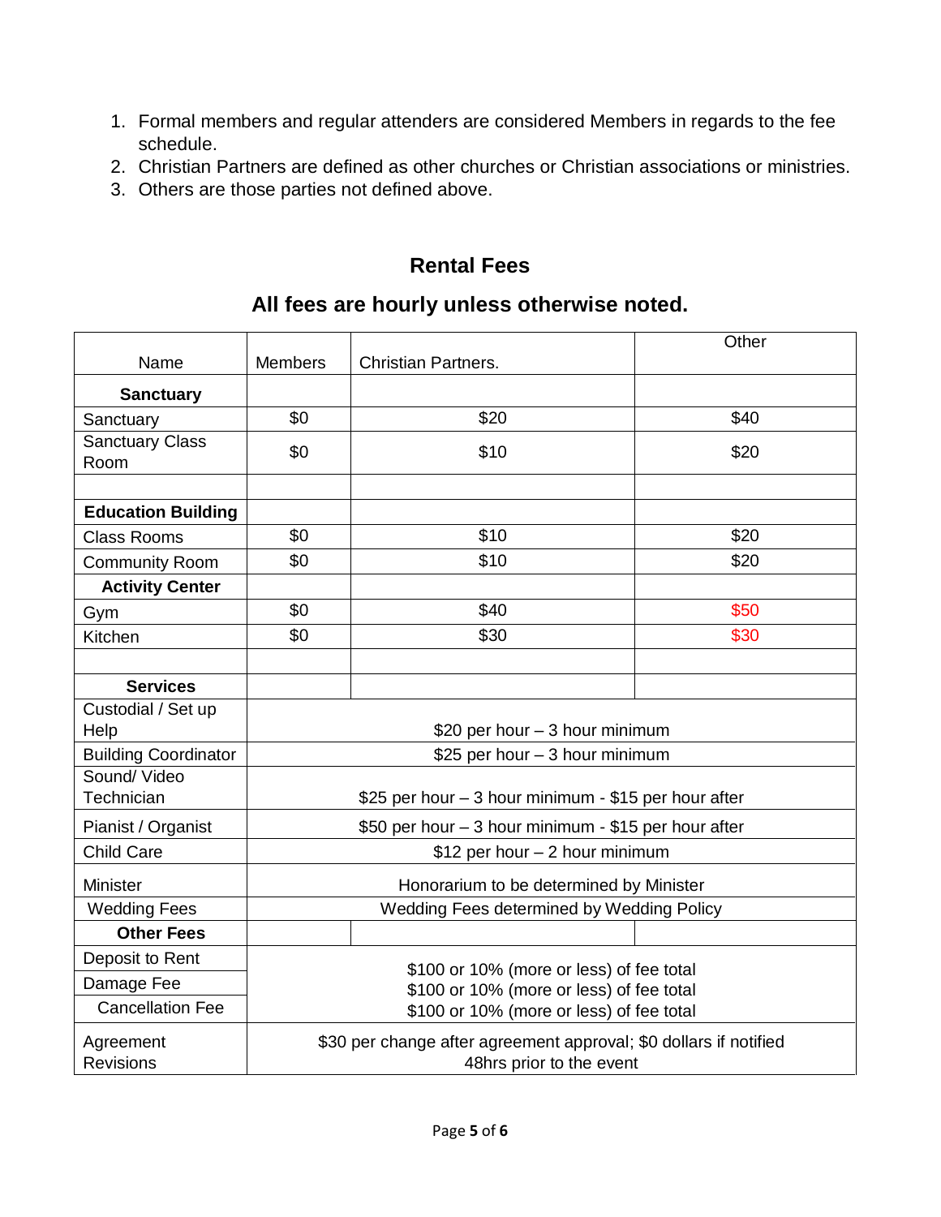1. Formal members and regular attenders are considered Members in regards to the fee schedule.
2. Christian Partners are defined as other churches or Christian associations or ministries.
3. Others are those parties not defined above.

## Rental Fees

## All fees are hourly unless otherwise noted.

| Name | Members | Christian Partners. | Other |
|---|---|---|---|
| **Sanctuary** | | | |
| Sanctuary | $0 | $20 | $40 |
| Sanctuary Class Room | $0 | $10 | $20 |
| | | | |
| **Education Building** | | | |
| Class Rooms | $0 | $10 | $20 |
| Community Room | $0 | $10 | $20 |
| **Activity Center** | | | |
| Gym | $0 | $40 | $50 |
| Kitchen | $0 | $30 | $30 |
| | | | |
| **Services** | | | |
| Custodial / Set up Help | $20 per hour – 3 hour minimum | | |
| Building Coordinator | $25 per hour – 3 hour minimum | | |
| Sound/ Video Technician | $25 per hour – 3 hour minimum - $15 per hour after | | |
| Pianist / Organist | $50 per hour – 3 hour minimum - $15 per hour after | | |
| Child Care | $12 per hour – 2 hour minimum | | |
| Minister | Honorarium to be determined by Minister | | |
| Wedding Fees | Wedding Fees determined by Wedding Policy | | |
| **Other Fees** | | | |
| Deposit to Rent | $100 or 10% (more or less) of fee total | | |
| Damage Fee | $100 or 10% (more or less) of fee total | | |
| Cancellation Fee | $100 or 10% (more or less) of fee total | | |
| Agreement Revisions | $30 per change after agreement approval; $0 dollars if notified 48hrs prior to the event | | |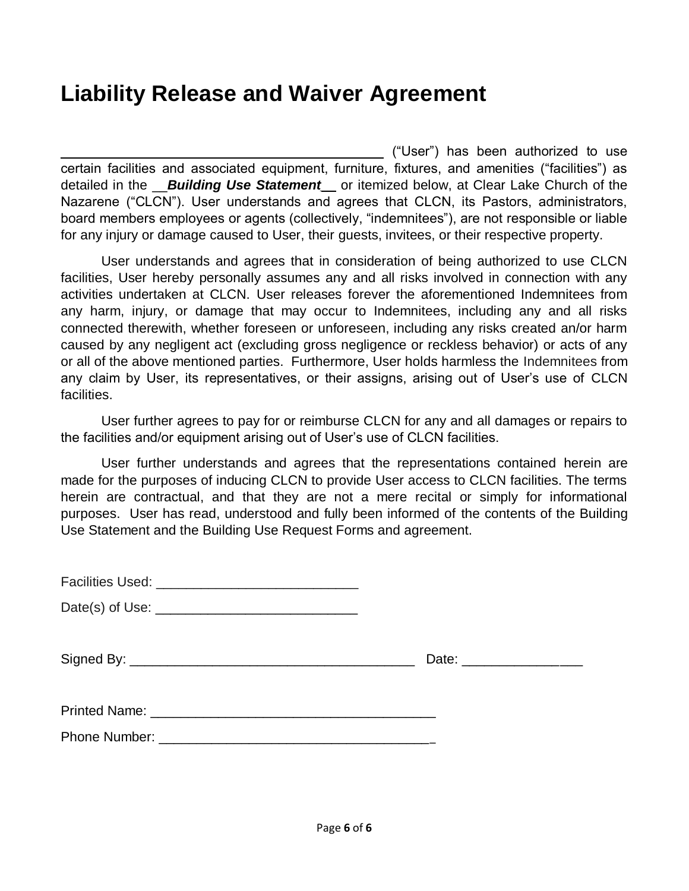# Liability Release and Waiver Agreement

___________________________________________ ("User") has been authorized to use certain facilities and associated equipment, furniture, fixtures, and amenities ("facilities") as detailed in the __***Building Use Statement***__ or itemized below, at Clear Lake Church of the Nazarene ("CLCN"). User understands and agrees that CLCN, its Pastors, administrators, board members employees or agents (collectively, "indemnitees"), are not responsible or liable for any injury or damage caused to User, their guests, invitees, or their respective property.

User understands and agrees that in consideration of being authorized to use CLCN facilities, User hereby personally assumes any and all risks involved in connection with any activities undertaken at CLCN. User releases forever the aforementioned Indemnitees from any harm, injury, or damage that may occur to Indemnitees, including any and all risks connected therewith, whether foreseen or unforeseen, including any risks created an/or harm caused by any negligent act (excluding gross negligence or reckless behavior) or acts of any or all of the above mentioned parties. Furthermore, User holds harmless the Indemnitees from any claim by User, its representatives, or their assigns, arising out of User's use of CLCN facilities.

User further agrees to pay for or reimburse CLCN for any and all damages or repairs to the facilities and/or equipment arising out of User's use of CLCN facilities.

User further understands and agrees that the representations contained herein are made for the purposes of inducing CLCN to provide User access to CLCN facilities. The terms herein are contractual, and that they are not a mere recital or simply for informational purposes. User has read, understood and fully been informed of the contents of the Building Use Statement and the Building Use Request Forms and agreement.

Facilities Used: ___________________________

Date(s) of Use: ___________________________

Signed By: ______________________________________ Date: ________________

Printed Name: ______________________________________

Phone Number: ____________________________________